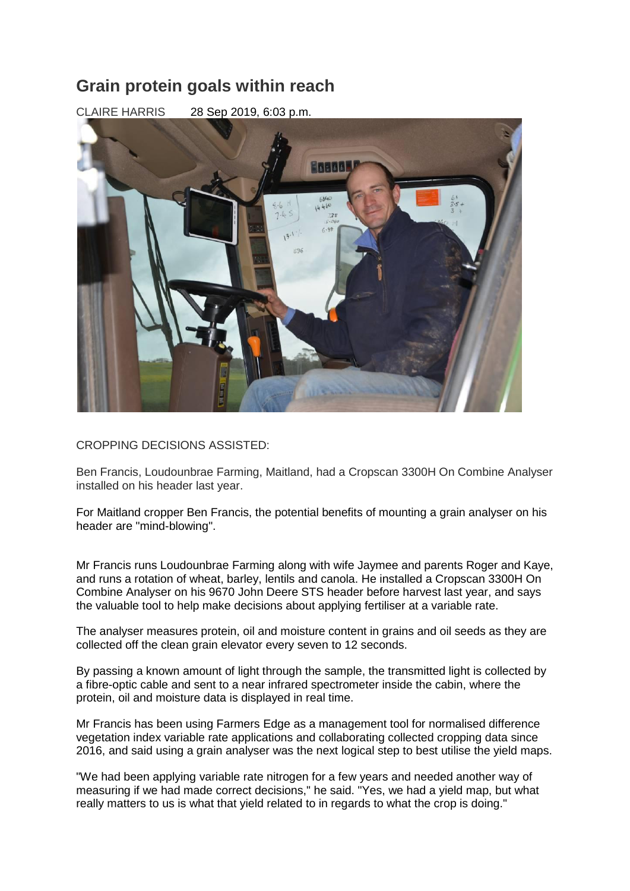# Grain protein goals within reach

CLAIRE HARRIS 28 Sep 2019, 6:03 p.m.

CROPPING DECISIONS ASSISTED:

Ben Francis, Loudounbrae Farming, Maitland, had a Cropscan 3300H On Combine Analyser installed on his header last year.

For Maitland cropper Ben Francis, the potential benefits of mounting a grain analyser on his header are "mind-blowing".

Mr Francis runs Loudounbrae Farming along with wife Jaymee and parents Roger and Kaye, and runs a rotation of wheat, barley, lentils and canola. He installed a Cropscan 3300H On Combine Analyser on his 9670 John Deere STS header before harvest last year, and says the valuable tool to help make decisions about applying fertiliser at a variable rate.

The analyser measures protein, oil and moisture content in grains and oil seeds as they are collected off the clean grain elevator every seven to 12 seconds.

By passing a known amount of light through the sample, the transmitted light is collected by a fibre-optic cable and sent to a near infrared spectrometer inside the cabin, where the protein, oil and moisture data is displayed in real time.

Mr Francis has been using Farmers Edge as a management tool for normalised difference vegetation index variable rate applications and collaborating collected cropping data since 2016, and said using a grain analyser was the next logical step to best utilise the yield maps.

"We had been applying variable rate nitrogen for a few years and needed another way of measuring if we had made correct decisions," he said. "Yes, we had a yield map, but what really matters to us is what that yield related to in regards to what the crop is doing."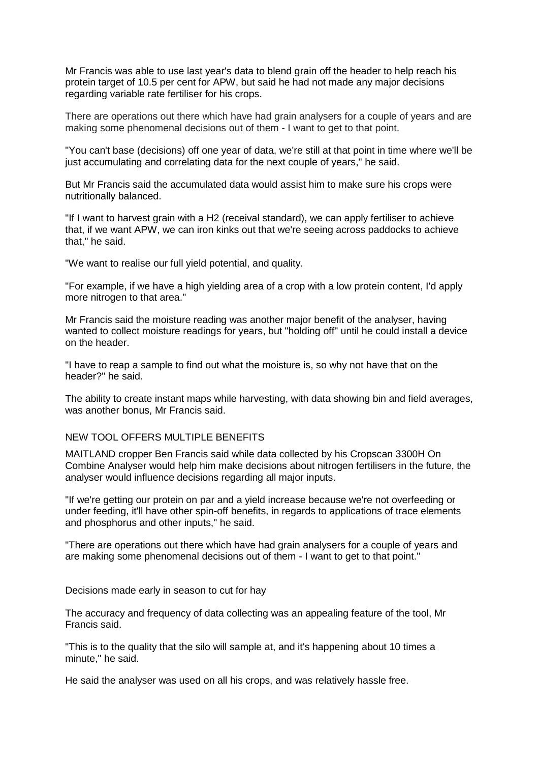Mr Francis was able to use last year's data to blend grain off the header to help reach his protein target of 10.5 per cent for APW, but said he had not made any major decisions regarding variable rate fertiliser for his crops.

There are operations out there which have had grain analysers for a couple of years and are making some phenomenal decisions out of them - I want to get to that point.

"You can't base (decisions) off one year of data, we're still at that point in time where we'll be just accumulating and correlating data for the next couple of years," he said.

But Mr Francis said the accumulated data would assist him to make sure his crops were nutritionally balanced.

"If I want to harvest grain with a H2 (receival standard), we can apply fertiliser to achieve that, if we want APW, we can iron kinks out that we're seeing across paddocks to achieve that," he said.

"We want to realise our full yield potential, and quality.

"For example, if we have a high yielding area of a crop with a low protein content, I'd apply more nitrogen to that area."

Mr Francis said the moisture reading was another major benefit of the analyser, having wanted to collect moisture readings for years, but "holding off" until he could install a device on the header.

"I have to reap a sample to find out what the moisture is, so why not have that on the header?" he said.

The ability to create instant maps while harvesting, with data showing bin and field averages, was another bonus, Mr Francis said.

NEW TOOL OFFERS MULTIPLE BENEFITS

MAITLAND cropper Ben Francis said while data collected by his Cropscan 3300H On Combine Analyser would help him make decisions about nitrogen fertilisers in the future, the analyser would influence decisions regarding all major inputs.

"If we're getting our protein on par and a yield increase because we're not overfeeding or under feeding, it'll have other spin-off benefits, in regards to applications of trace elements and phosphorus and other inputs," he said.

"There are operations out there which have had grain analysers for a couple of years and are making some phenomenal decisions out of them - I want to get to that point."

Decisions made early in season to cut for hay

The accuracy and frequency of data collecting was an appealing feature of the tool, Mr Francis said.

"This is to the quality that the silo will sample at, and it's happening about 10 times a minute," he said.

He said the analyser was used on all his crops, and was relatively hassle free.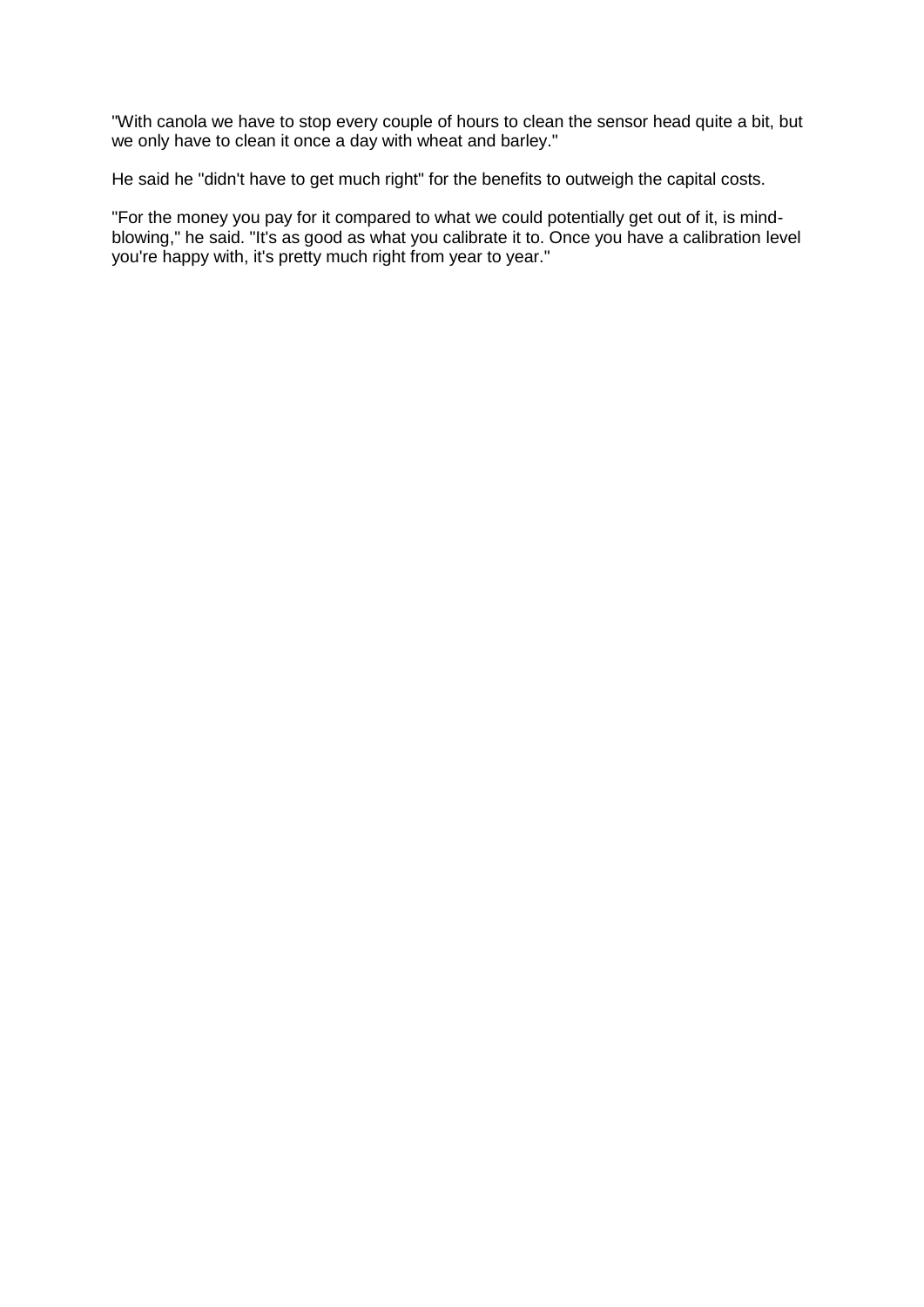"With canola we have to stop every couple of hours to clean the sensor head quite a bit, but we only have to clean it once a day with wheat and barley."

He said he "didn't have to get much right" for the benefits to outweigh the capital costs.

"For the money you pay for it compared to what we could potentially get out of it, is mind-blowing," he said. "It's as good as what you calibrate it to. Once you have a calibration level you're happy with, it's pretty much right from year to year."